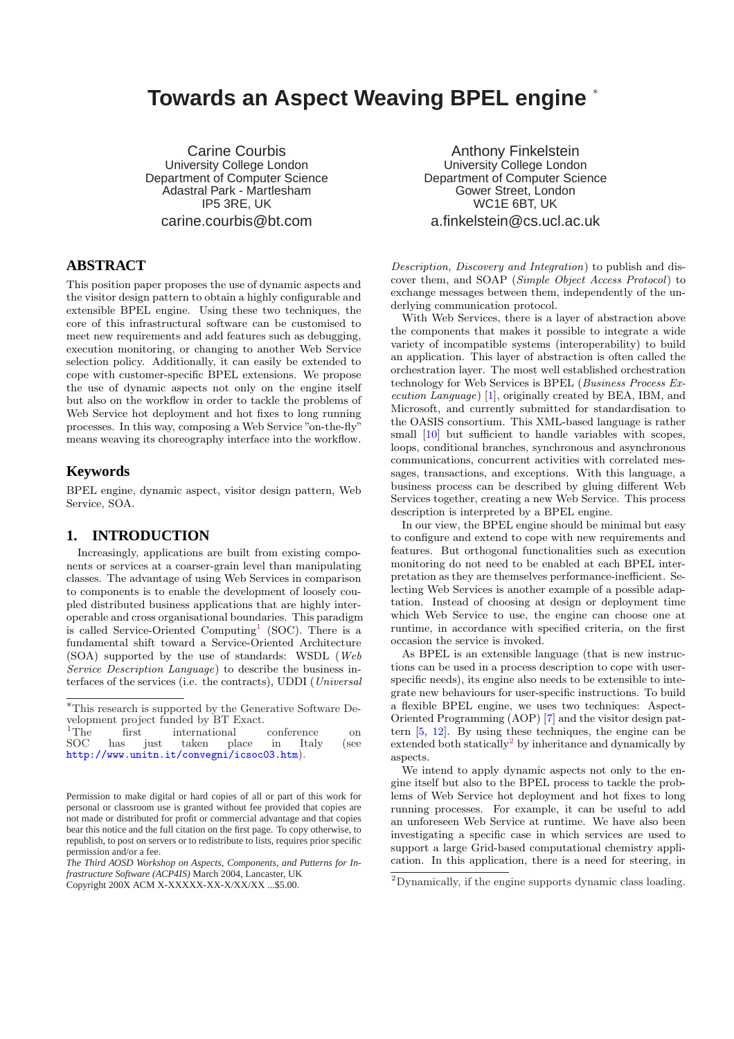# Towards an Aspect Weaving BPEL engine [*]

Carine Courbis
University College London
Department of Computer Science
Adastral Park - Martlesham
IP5 3RE, UK
carine.courbis@bt.com

Anthony Finkelstein
University College London
Department of Computer Science
Gower Street, London
WC1E 6BT, UK
a.finkelstein@cs.ucl.ac.uk

## ABSTRACT

This position paper proposes the use of dynamic aspects and the visitor design pattern to obtain a highly configurable and extensible BPEL engine. Using these two techniques, the core of this infrastructural software can be customised to meet new requirements and add features such as debugging, execution monitoring, or changing to another Web Service selection policy. Additionally, it can easily be extended to cope with customer-specific BPEL extensions. We propose the use of dynamic aspects not only on the engine itself but also on the workflow in order to tackle the problems of Web Service hot deployment and hot fixes to long running processes. In this way, composing a Web Service "on-the-fly" means weaving its choreography interface into the workflow.

## Keywords

BPEL engine, dynamic aspect, visitor design pattern, Web Service, SOA.

## 1. INTRODUCTION

Increasingly, applications are built from existing components or services at a coarser-grain level than manipulating classes. The advantage of using Web Services in comparison to components is to enable the development of loosely coupled distributed business applications that are highly interoperable and cross organisational boundaries. This paradigm is called Service-Oriented Computing[1] (SOC). There is a fundamental shift toward a Service-Oriented Architecture (SOA) supported by the use of standards: WSDL (*Web Service Description Language*) to describe the business interfaces of the services (i.e. the contracts), UDDI (*Universal Description, Discovery and Integration*) to publish and discover them, and SOAP (*Simple Object Access Protocol*) to exchange messages between them, independently of the underlying communication protocol.

With Web Services, there is a layer of abstraction above the components that makes it possible to integrate a wide variety of incompatible systems (interoperability) to build an application. This layer of abstraction is often called the orchestration layer. The most well established orchestration technology for Web Services is BPEL (*Business Process Execution Language*) [1], originally created by BEA, IBM, and Microsoft, and currently submitted for standardisation to the OASIS consortium. This XML-based language is rather small [10] but sufficient to handle variables with scopes, loops, conditional branches, synchronous and asynchronous communications, concurrent activities with correlated messages, transactions, and exceptions. With this language, a business process can be described by gluing different Web Services together, creating a new Web Service. This process description is interpreted by a BPEL engine.

In our view, the BPEL engine should be minimal but easy to configure and extend to cope with new requirements and features. But orthogonal functionalities such as execution monitoring do not need to be enabled at each BPEL interpretation as they are themselves performance-inefficient. Selecting Web Services is another example of a possible adaptation. Instead of choosing at design or deployment time which Web Service to use, the engine can choose one at runtime, in accordance with specified criteria, on the first occasion the service is invoked.

As BPEL is an extensible language (that is new instructions can be used in a process description to cope with user-specific needs), its engine also needs to be extensible to integrate new behaviours for user-specific instructions. To build a flexible BPEL engine, we uses two techniques: Aspect-Oriented Programming (AOP) [7] and the visitor design pattern [5, 12]. By using these techniques, the engine can be extended both statically[2] by inheritance and dynamically by aspects.

We intend to apply dynamic aspects not only to the engine itself but also to the BPEL process to tackle the problems of Web Service hot deployment and hot fixes to long running processes. For example, it can be useful to add an unforeseen Web Service at runtime. We have also been investigating a specific case in which services are used to support a large Grid-based computational chemistry application. In this application, there is a need for steering, in

---

[*] This research is supported by the Generative Software Development project funded by BT Exact.

[1] The first international conference on SOC has just taken place in Italy (see http://www.unitn.it/convegni/icsoc03.htm).

[2] Dynamically, if the engine supports dynamic class loading.

Permission to make digital or hard copies of all or part of this work for personal or classroom use is granted without fee provided that copies are not made or distributed for profit or commercial advantage and that copies bear this notice and the full citation on the first page. To copy otherwise, to republish, to post on servers or to redistribute to lists, requires prior specific permission and/or a fee.
*The Third AOSD Workshop on Aspects, Components, and Patterns for Infrastructure Software (ACP4IS)* March 2004, Lancaster, UK
Copyright 200X ACM X-XXXXX-XX-X/XX/XX ...$5.00.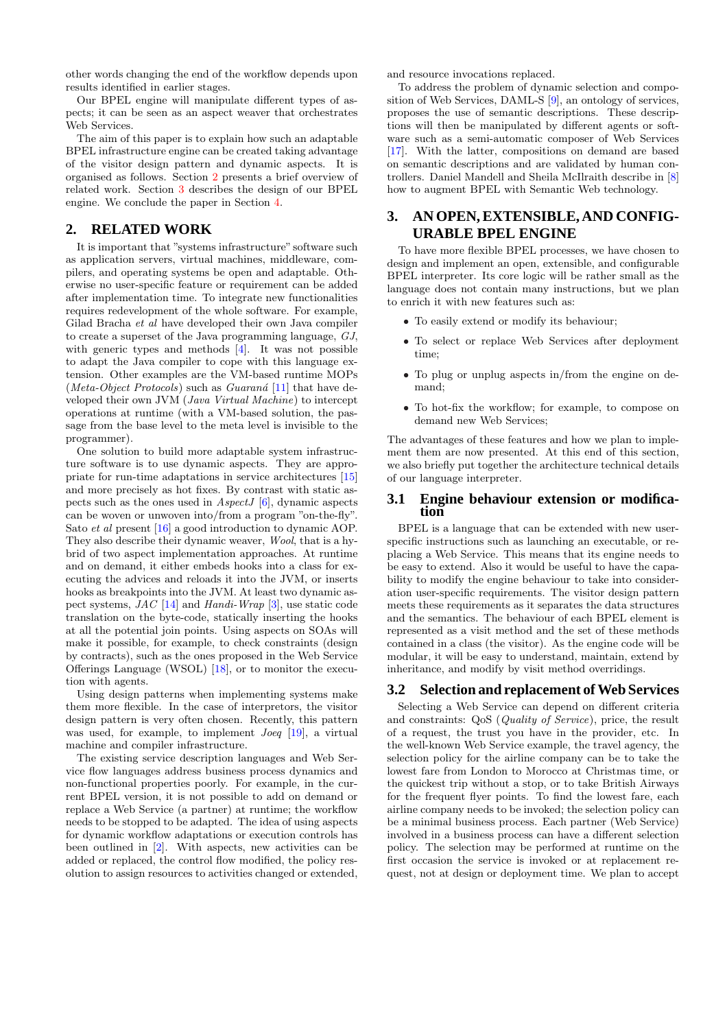other words changing the end of the workflow depends upon results identified in earlier stages.

Our BPEL engine will manipulate different types of aspects; it can be seen as an aspect weaver that orchestrates Web Services.

The aim of this paper is to explain how such an adaptable BPEL infrastructure engine can be created taking advantage of the visitor design pattern and dynamic aspects. It is organised as follows. Section 2 presents a brief overview of related work. Section 3 describes the design of our BPEL engine. We conclude the paper in Section 4.

## 2. RELATED WORK

It is important that "systems infrastructure" software such as application servers, virtual machines, middleware, compilers, and operating systems be open and adaptable. Otherwise no user-specific feature or requirement can be added after implementation time. To integrate new functionalities requires redevelopment of the whole software. For example, Gilad Bracha *et al* have developed their own Java compiler to create a superset of the Java programming language, *GJ*, with generic types and methods [4]. It was not possible to adapt the Java compiler to cope with this language extension. Other examples are the VM-based runtime MOPs (*Meta-Object Protocols*) such as *Guaraná* [11] that have developed their own JVM (*Java Virtual Machine*) to intercept operations at runtime (with a VM-based solution, the passage from the base level to the meta level is invisible to the programmer).

One solution to build more adaptable system infrastructure software is to use dynamic aspects. They are appropriate for run-time adaptations in service architectures [15] and more precisely as hot fixes. By contrast with static aspects such as the ones used in *AspectJ* [6], dynamic aspects can be woven or unwoven into/from a program "on-the-fly". Sato *et al* present [16] a good introduction to dynamic AOP. They also describe their dynamic weaver, *Wool*, that is a hybrid of two aspect implementation approaches. At runtime and on demand, it either embeds hooks into a class for executing the advices and reloads it into the JVM, or inserts hooks as breakpoints into the JVM. At least two dynamic aspect systems, *JAC* [14] and *Handi-Wrap* [3], use static code translation on the byte-code, statically inserting the hooks at all the potential join points. Using aspects on SOAs will make it possible, for example, to check constraints (design by contracts), such as the ones proposed in the Web Service Offerings Language (WSOL) [18], or to monitor the execution with agents.

Using design patterns when implementing systems make them more flexible. In the case of interpretors, the visitor design pattern is very often chosen. Recently, this pattern was used, for example, to implement *Joeq* [19], a virtual machine and compiler infrastructure.

The existing service description languages and Web Service flow languages address business process dynamics and non-functional properties poorly. For example, in the current BPEL version, it is not possible to add on demand or replace a Web Service (a partner) at runtime; the workflow needs to be stopped to be adapted. The idea of using aspects for dynamic workflow adaptations or execution controls has been outlined in [2]. With aspects, new activities can be added or replaced, the control flow modified, the policy resolution to assign resources to activities changed or extended, and resource invocations replaced.

To address the problem of dynamic selection and composition of Web Services, DAML-S [9], an ontology of services, proposes the use of semantic descriptions. These descriptions will then be manipulated by different agents or software such as a semi-automatic composer of Web Services [17]. With the latter, compositions on demand are based on semantic descriptions and are validated by human controllers. Daniel Mandell and Sheila McIlraith describe in [8] how to augment BPEL with Semantic Web technology.

## 3. AN OPEN, EXTENSIBLE, AND CONFIGURABLE BPEL ENGINE

To have more flexible BPEL processes, we have chosen to design and implement an open, extensible, and configurable BPEL interpreter. Its core logic will be rather small as the language does not contain many instructions, but we plan to enrich it with new features such as:

- To easily extend or modify its behaviour;
- To select or replace Web Services after deployment time;
- To plug or unplug aspects in/from the engine on demand;
- To hot-fix the workflow; for example, to compose on demand new Web Services;

The advantages of these features and how we plan to implement them are now presented. At this end of this section, we also briefly put together the architecture technical details of our language interpreter.

### 3.1 Engine behaviour extension or modification

BPEL is a language that can be extended with new user-specific instructions such as launching an executable, or replacing a Web Service. This means that its engine needs to be easy to extend. Also it would be useful to have the capability to modify the engine behaviour to take into consideration user-specific requirements. The visitor design pattern meets these requirements as it separates the data structures and the semantics. The behaviour of each BPEL element is represented as a visit method and the set of these methods contained in a class (the visitor). As the engine code will be modular, it will be easy to understand, maintain, extend by inheritance, and modify by visit method overridings.

### 3.2 Selection and replacement of Web Services

Selecting a Web Service can depend on different criteria and constraints: QoS (*Quality of Service*), price, the result of a request, the trust you have in the provider, etc. In the well-known Web Service example, the travel agency, the selection policy for the airline company can be to take the lowest fare from London to Morocco at Christmas time, or the quickest trip without a stop, or to take British Airways for the frequent flyer points. To find the lowest fare, each airline company needs to be invoked; the selection policy can be a minimal business process. Each partner (Web Service) involved in a business process can have a different selection policy. The selection may be performed at runtime on the first occasion the service is invoked or at replacement request, not at design or deployment time. We plan to accept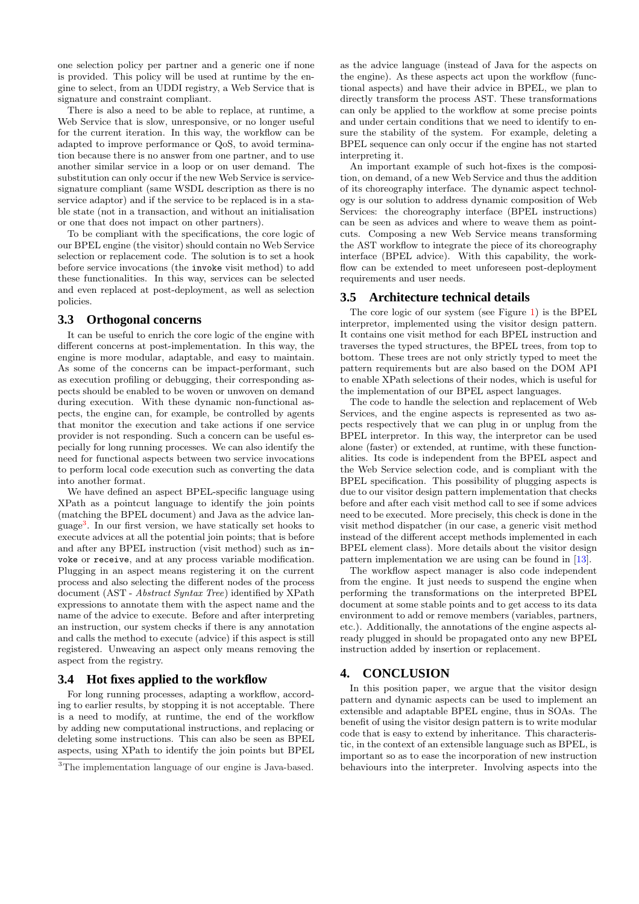one selection policy per partner and a generic one if none is provided. This policy will be used at runtime by the engine to select, from an UDDI registry, a Web Service that is signature and constraint compliant.

There is also a need to be able to replace, at runtime, a Web Service that is slow, unresponsive, or no longer useful for the current iteration. In this way, the workflow can be adapted to improve performance or QoS, to avoid termination because there is no answer from one partner, and to use another similar service in a loop or on user demand. The substitution can only occur if the new Web Service is service-signature compliant (same WSDL description as there is no service adaptor) and if the service to be replaced is in a stable state (not in a transaction, and without an initialisation or one that does not impact on other partners).

To be compliant with the specifications, the core logic of our BPEL engine (the visitor) should contain no Web Service selection or replacement code. The solution is to set a hook before service invocations (the `invoke` visit method) to add these functionalities. In this way, services can be selected and even replaced at post-deployment, as well as selection policies.

## 3.3 Orthogonal concerns

It can be useful to enrich the core logic of the engine with different concerns at post-implementation. In this way, the engine is more modular, adaptable, and easy to maintain. As some of the concerns can be impact-performant, such as execution profiling or debugging, their corresponding aspects should be enabled to be woven or unwoven on demand during execution. With these dynamic non-functional aspects, the engine can, for example, be controlled by agents that monitor the execution and take actions if one service provider is not responding. Such a concern can be useful especially for long running processes. We can also identify the need for functional aspects between two service invocations to perform local code execution such as converting the data into another format.

We have defined an aspect BPEL-specific language using XPath as a pointcut language to identify the join points (matching the BPEL document) and Java as the advice language[3]. In our first version, we have statically set hooks to execute advices at all the potential join points; that is before and after any BPEL instruction (visit method) such as `invoke` or `receive`, and at any process variable modification. Plugging in an aspect means registering it on the current process and also selecting the different nodes of the process document (AST - *Abstract Syntax Tree*) identified by XPath expressions to annotate them with the aspect name and the name of the advice to execute. Before and after interpreting an instruction, our system checks if there is any annotation and calls the method to execute (advice) if this aspect is still registered. Unweaving an aspect only means removing the aspect from the registry.

## 3.4 Hot fixes applied to the workflow

For long running processes, adapting a workflow, according to earlier results, by stopping it is not acceptable. There is a need to modify, at runtime, the end of the workflow by adding new computational instructions, and replacing or deleting some instructions. This can also be seen as BPEL aspects, using XPath to identify the join points but BPEL as the advice language (instead of Java for the aspects on the engine). As these aspects act upon the workflow (functional aspects) and have their advice in BPEL, we plan to directly transform the process AST. These transformations can only be applied to the workflow at some precise points and under certain conditions that we need to identify to ensure the stability of the system. For example, deleting a BPEL sequence can only occur if the engine has not started interpreting it.

An important example of such hot-fixes is the composition, on demand, of a new Web Service and thus the addition of its choreography interface. The dynamic aspect technology is our solution to address dynamic composition of Web Services: the choreography interface (BPEL instructions) can be seen as advices and where to weave them as pointcuts. Composing a new Web Service means transforming the AST workflow to integrate the piece of its choreography interface (BPEL advice). With this capability, the workflow can be extended to meet unforeseen post-deployment requirements and user needs.

## 3.5 Architecture technical details

The core logic of our system (see Figure 1) is the BPEL interpretor, implemented using the visitor design pattern. It contains one visit method for each BPEL instruction and traverses the typed structures, the BPEL trees, from top to bottom. These trees are not only strictly typed to meet the pattern requirements but are also based on the DOM API to enable XPath selections of their nodes, which is useful for the implementation of our BPEL aspect languages.

The code to handle the selection and replacement of Web Services, and the engine aspects is represented as two aspects respectively that we can plug in or unplug from the BPEL interpretor. In this way, the interpretor can be used alone (faster) or extended, at runtime, with these functionalities. Its code is independent from the BPEL aspect and the Web Service selection code, and is compliant with the BPEL specification. This possibility of plugging aspects is due to our visitor design pattern implementation that checks before and after each visit method call to see if some advices need to be executed. More precisely, this check is done in the visit method dispatcher (in our case, a generic visit method instead of the different accept methods implemented in each BPEL element class). More details about the visitor design pattern implementation we are using can be found in [13].

The workflow aspect manager is also code independent from the engine. It just needs to suspend the engine when performing the transformations on the interpreted BPEL document at some stable points and to get access to its data environment to add or remove members (variables, partners, etc.). Additionally, the annotations of the engine aspects already plugged in should be propagated onto any new BPEL instruction added by insertion or replacement.

# 4. CONCLUSION

In this position paper, we argue that the visitor design pattern and dynamic aspects can be used to implement an extensible and adaptable BPEL engine, thus in SOAs. The benefit of using the visitor design pattern is to write modular code that is easy to extend by inheritance. This characteristic, in the context of an extensible language such as BPEL, is important so as to ease the incorporation of new instruction behaviours into the interpreter. Involving aspects into the

[3] The implementation language of our engine is Java-based.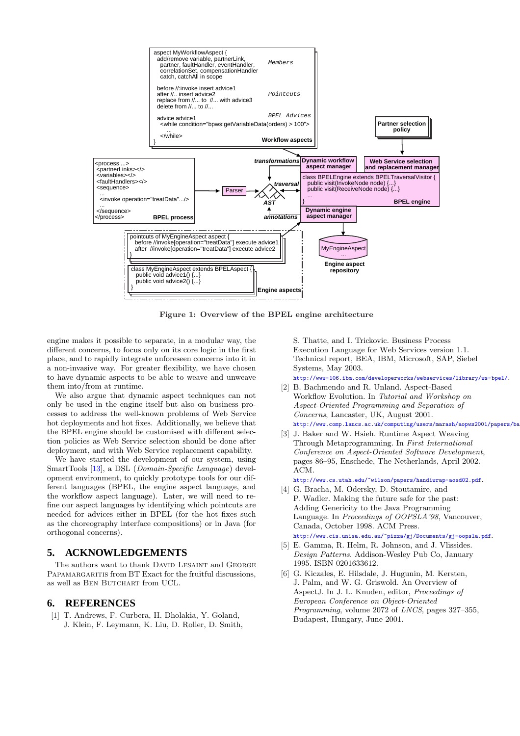Figure 1: Overview of the BPEL engine architecture

engine makes it possible to separate, in a modular way, the different concerns, to focus only on its core logic in the first place, and to rapidly integrate unforeseen concerns into it in a non-invasive way. For greater flexibility, we have chosen to have dynamic aspects to be able to weave and unweave them into/from at runtime.

We also argue that dynamic aspect techniques can not only be used in the engine itself but also on business processes to address the well-known problems of Web Service hot deployments and hot fixes. Additionally, we believe that the BPEL engine should be customised with different selection policies as Web Service selection should be done after deployment, and with Web Service replacement capability.

We have started the development of our system, using SmartTools [13], a DSL (*Domain-Specific Language*) development environment, to quickly prototype tools for our different languages (BPEL, the engine aspect language, and the workflow aspect language). Later, we will need to refine our aspect languages by identifying which pointcuts are needed for advices either in BPEL (for the hot fixes such as the choreography interface compositions) or in Java (for orthogonal concerns).

## 5. ACKNOWLEDGEMENTS

The authors want to thank David Lesaint and George Papamargaritis from BT Exact for the fruitful discussions, as well as Ben Butchart from UCL.

## 6. REFERENCES

[1] T. Andrews, F. Curbera, H. Dholakia, Y. Goland, J. Klein, F. Leymann, K. Liu, D. Roller, D. Smith, S. Thatte, and I. Trickovic. Business Process Execution Language for Web Services version 1.1. Technical report, BEA, IBM, Microsoft, SAP, Siebel Systems, May 2003. http://www-106.ibm.com/developerworks/webservices/library/ws-bpel/.

[2] B. Bachmendo and R. Unland. Aspect-Based Workflow Evolution. In *Tutorial and Workshop on Aspect-Oriented Programming and Separation of Concerns*, Lancaster, UK, August 2001. http://www.comp.lancs.ac.uk/computing/users/marash/aopws2001/papers/ba

[3] J. Baker and W. Hsieh. Runtime Aspect Weaving Through Metaprogramming. In *First International Conference on Aspect-Oriented Software Development*, pages 86–95, Enschede, The Netherlands, April 2002. ACM. http://www.cs.utah.edu/~wilson/papers/handiwrap-aosd02.pdf.

[4] G. Bracha, M. Odersky, D. Stoutamire, and P. Wadler. Making the future safe for the past: Adding Genericity to the Java Programming Language. In *Proceedings of OOPSLA'98*, Vancouver, Canada, October 1998. ACM Press. http://www.cis.unisa.edu.au/~pizza/gj/Documents/gj-oopsla.pdf.

[5] E. Gamma, R. Helm, R. Johnson, and J. Vlissides. *Design Patterns*. Addison-Wesley Pub Co, January 1995. ISBN 0201633612.

[6] G. Kiczales, E. Hilsdale, J. Hugunin, M. Kersten, J. Palm, and W. G. Griswold. An Overview of AspectJ. In J. L. Knuden, editor, *Proceedings of European Conference on Object-Oriented Programming*, volume 2072 of *LNCS*, pages 327–355, Budapest, Hungary, June 2001.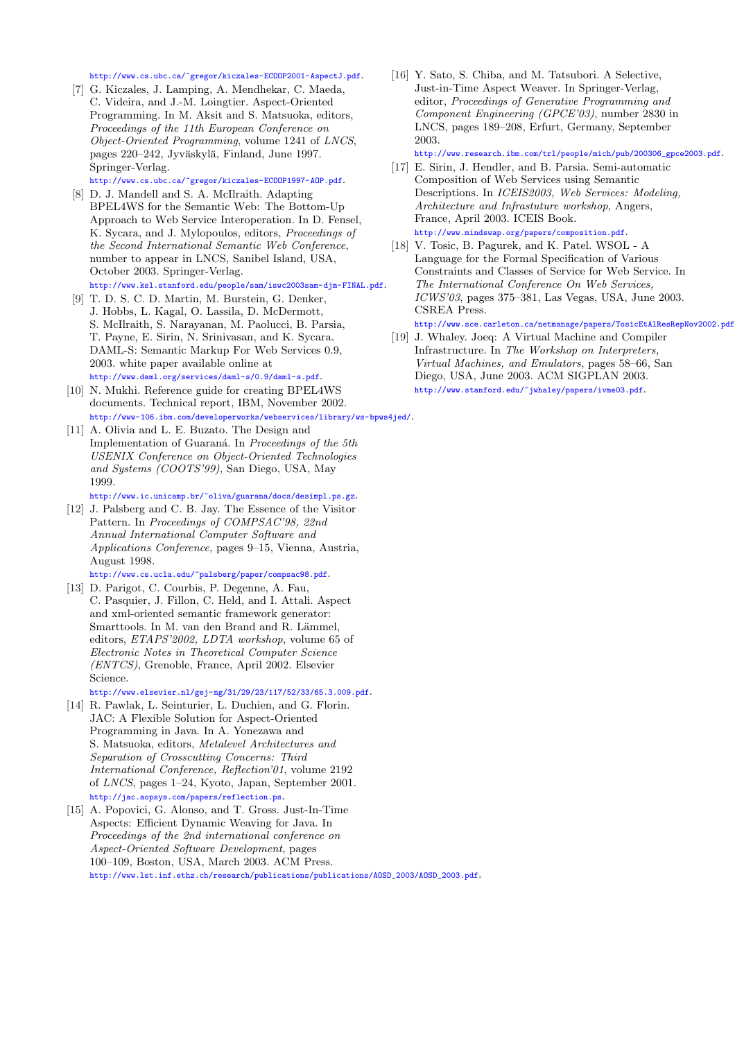http://www.cs.ubc.ca/~gregor/kiczales-ECOOP2001-AspectJ.pdf.

[7] G. Kiczales, J. Lamping, A. Mendhekar, C. Maeda, C. Videira, and J.-M. Loingtier. Aspect-Oriented Programming. In M. Aksit and S. Matsuoka, editors, *Proceedings of the 11th European Conference on Object-Oriented Programming*, volume 1241 of *LNCS*, pages 220–242, Jyväskylä, Finland, June 1997. Springer-Verlag. http://www.cs.ubc.ca/~gregor/kiczales-ECOOP1997-AOP.pdf.

[8] D. J. Mandell and S. A. McIlraith. Adapting BPEL4WS for the Semantic Web: The Bottom-Up Approach to Web Service Interoperation. In D. Fensel, K. Sycara, and J. Mylopoulos, editors, *Proceedings of the Second International Semantic Web Conference*, number to appear in LNCS, Sanibel Island, USA, October 2003. Springer-Verlag. http://www.ksl.stanford.edu/people/sam/iswc2003sam-djm-FINAL.pdf.

[9] T. D. S. C. D. Martin, M. Burstein, G. Denker, J. Hobbs, L. Kagal, O. Lassila, D. McDermott, S. McIlraith, S. Narayanan, M. Paolucci, B. Parsia, T. Payne, E. Sirin, N. Srinivasan, and K. Sycara. DAML-S: Semantic Markup For Web Services 0.9, 2003. white paper available online at http://www.daml.org/services/daml-s/0.9/daml-s.pdf.

[10] N. Mukhi. Reference guide for creating BPEL4WS documents. Technical report, IBM, November 2002. http://www-106.ibm.com/developerworks/webservices/library/ws-bpws4jed/.

[11] A. Olivia and L. E. Buzato. The Design and Implementation of Guaraná. In *Proceedings of the 5th USENIX Conference on Object-Oriented Technologies and Systems (COOTS'99)*, San Diego, USA, May 1999. http://www.ic.unicamp.br/~oliva/guarana/docs/desimpl.ps.gz.

[12] J. Palsberg and C. B. Jay. The Essence of the Visitor Pattern. In *Proceedings of COMPSAC'98, 22nd Annual International Computer Software and Applications Conference*, pages 9–15, Vienna, Austria, August 1998. http://www.cs.ucla.edu/~palsberg/paper/compsac98.pdf.

[13] D. Parigot, C. Courbis, P. Degenne, A. Fau, C. Pasquier, J. Fillon, C. Held, and I. Attali. Aspect and xml-oriented semantic framework generator: Smarttools. In M. van den Brand and R. Lämmel, editors, *ETAPS'2002, LDTA workshop*, volume 65 of *Electronic Notes in Theoretical Computer Science (ENTCS)*, Grenoble, France, April 2002. Elsevier Science. http://www.elsevier.nl/gej-ng/31/29/23/117/52/33/65.3.009.pdf.

[14] R. Pawlak, L. Seinturier, L. Duchien, and G. Florin. JAC: A Flexible Solution for Aspect-Oriented Programming in Java. In A. Yonezawa and S. Matsuoka, editors, *Metalevel Architectures and Separation of Crosscutting Concerns: Third International Conference, Reflection'01*, volume 2192 of *LNCS*, pages 1–24, Kyoto, Japan, September 2001. http://jac.aopsys.com/papers/reflection.ps.

[15] A. Popovici, G. Alonso, and T. Gross. Just-In-Time Aspects: Efficient Dynamic Weaving for Java. In *Proceedings of the 2nd international conference on Aspect-Oriented Software Development*, pages 100–109, Boston, USA, March 2003. ACM Press. http://www.lst.inf.ethz.ch/research/publications/publications/AOSD_2003/AOSD_2003.pdf.

[16] Y. Sato, S. Chiba, and M. Tatsubori. A Selective, Just-in-Time Aspect Weaver. In Springer-Verlag, editor, *Proceedings of Generative Programming and Component Engineering (GPCE'03)*, number 2830 in LNCS, pages 189–208, Erfurt, Germany, September 2003. http://www.research.ibm.com/trl/people/mich/pub/200306_gpce2003.pdf.

[17] E. Sirin, J. Hendler, and B. Parsia. Semi-automatic Composition of Web Services using Semantic Descriptions. In *ICEIS2003, Web Services: Modeling, Architecture and Infrastuture workshop*, Angers, France, April 2003. ICEIS Book. http://www.mindswap.org/papers/composition.pdf.

[18] V. Tosic, B. Pagurek, and K. Patel. WSOL - A Language for the Formal Specification of Various Constraints and Classes of Service for Web Service. In *The International Conference On Web Services, ICWS'03*, pages 375–381, Las Vegas, USA, June 2003. CSREA Press. http://www.sce.carleton.ca/netmanage/papers/TosicEtAlResRepNov2002.pdf

[19] J. Whaley. Joeq: A Virtual Machine and Compiler Infrastructure. In *The Workshop on Interpreters, Virtual Machines, and Emulators*, pages 58–66, San Diego, USA, June 2003. ACM SIGPLAN 2003. http://www.stanford.edu/~jwhaley/papers/ivme03.pdf.